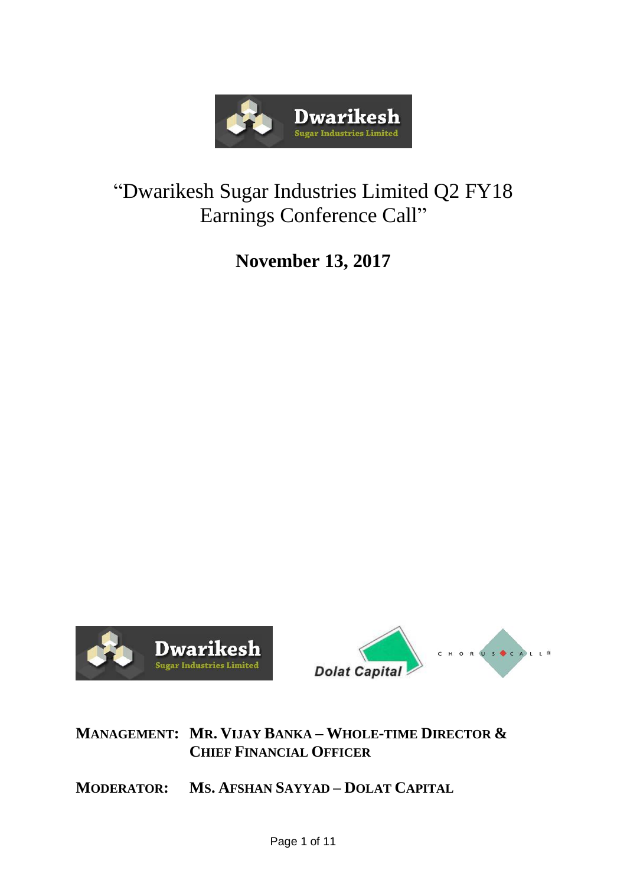# "Dwarikesh Sugar Industries Limited Q2 FY18 Earnings Conference Call"

**November 13, 2017**

**MANAGEMENT:** **MR. VIJAY BANKA – WHOLE-TIME DIRECTOR & CHIEF FINANCIAL OFFICER**

**MODERATOR:** **MS. AFSHAN SAYYAD – DOLAT CAPITAL**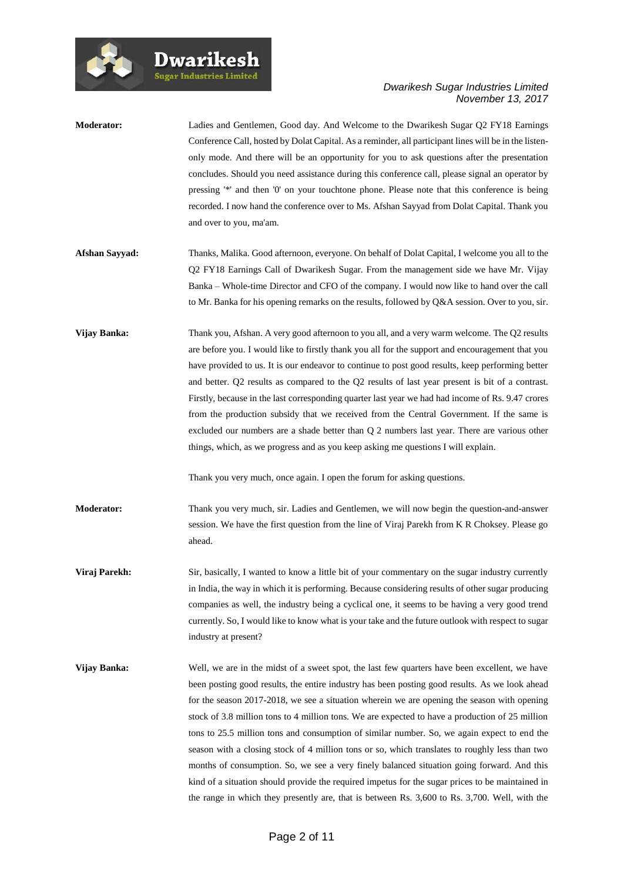**Moderator:** Ladies and Gentlemen, Good day. And Welcome to the Dwarikesh Sugar Q2 FY18 Earnings Conference Call, hosted by Dolat Capital. As a reminder, all participant lines will be in the listen-only mode. And there will be an opportunity for you to ask questions after the presentation concludes. Should you need assistance during this conference call, please signal an operator by pressing '*' and then '0' on your touchtone phone. Please note that this conference is being recorded. I now hand the conference over to Ms. Afshan Sayyad from Dolat Capital. Thank you and over to you, ma'am.

**Afshan Sayyad:** Thanks, Malika. Good afternoon, everyone. On behalf of Dolat Capital, I welcome you all to the Q2 FY18 Earnings Call of Dwarikesh Sugar. From the management side we have Mr. Vijay Banka – Whole-time Director and CFO of the company. I would now like to hand over the call to Mr. Banka for his opening remarks on the results, followed by Q&A session. Over to you, sir.

**Vijay Banka:** Thank you, Afshan. A very good afternoon to you all, and a very warm welcome. The Q2 results are before you. I would like to firstly thank you all for the support and encouragement that you have provided to us. It is our endeavor to continue to post good results, keep performing better and better. Q2 results as compared to the Q2 results of last year present is bit of a contrast. Firstly, because in the last corresponding quarter last year we had had income of Rs. 9.47 crores from the production subsidy that we received from the Central Government. If the same is excluded our numbers are a shade better than Q 2 numbers last year. There are various other things, which, as we progress and as you keep asking me questions I will explain.

Thank you very much, once again. I open the forum for asking questions.

**Moderator:** Thank you very much, sir. Ladies and Gentlemen, we will now begin the question-and-answer session. We have the first question from the line of Viraj Parekh from K R Choksey. Please go ahead.

**Viraj Parekh:** Sir, basically, I wanted to know a little bit of your commentary on the sugar industry currently in India, the way in which it is performing. Because considering results of other sugar producing companies as well, the industry being a cyclical one, it seems to be having a very good trend currently. So, I would like to know what is your take and the future outlook with respect to sugar industry at present?

**Vijay Banka:** Well, we are in the midst of a sweet spot, the last few quarters have been excellent, we have been posting good results, the entire industry has been posting good results. As we look ahead for the season 2017-2018, we see a situation wherein we are opening the season with opening stock of 3.8 million tons to 4 million tons. We are expected to have a production of 25 million tons to 25.5 million tons and consumption of similar number. So, we again expect to end the season with a closing stock of 4 million tons or so, which translates to roughly less than two months of consumption. So, we see a very finely balanced situation going forward. And this kind of a situation should provide the required impetus for the sugar prices to be maintained in the range in which they presently are, that is between Rs. 3,600 to Rs. 3,700. Well, with the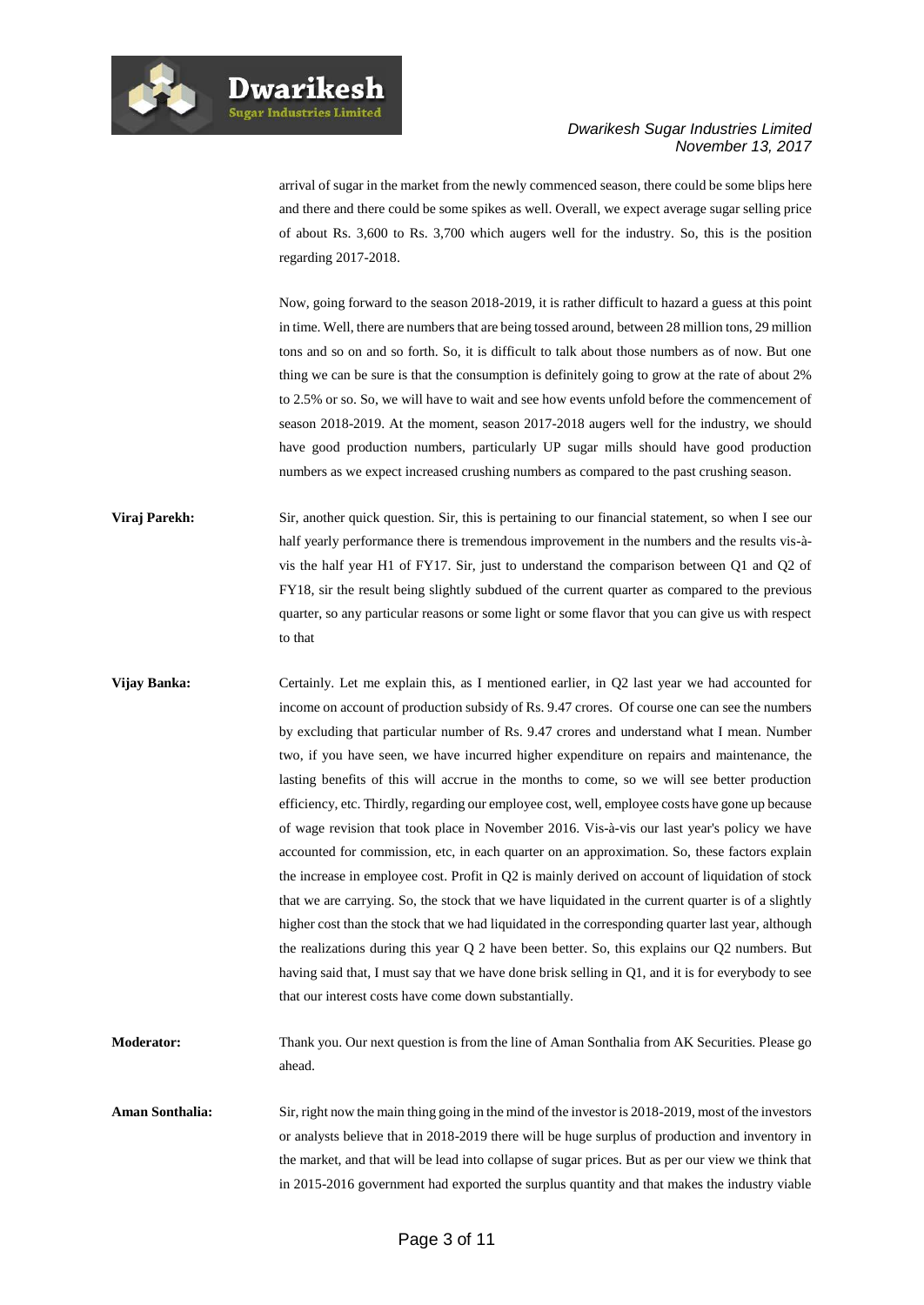arrival of sugar in the market from the newly commenced season, there could be some blips here and there and there could be some spikes as well. Overall, we expect average sugar selling price of about Rs. 3,600 to Rs. 3,700 which augers well for the industry. So, this is the position regarding 2017-2018.

Now, going forward to the season 2018-2019, it is rather difficult to hazard a guess at this point in time. Well, there are numbers that are being tossed around, between 28 million tons, 29 million tons and so on and so forth. So, it is difficult to talk about those numbers as of now. But one thing we can be sure is that the consumption is definitely going to grow at the rate of about 2% to 2.5% or so. So, we will have to wait and see how events unfold before the commencement of season 2018-2019. At the moment, season 2017-2018 augers well for the industry, we should have good production numbers, particularly UP sugar mills should have good production numbers as we expect increased crushing numbers as compared to the past crushing season.

**Viraj Parekh:** Sir, another quick question. Sir, this is pertaining to our financial statement, so when I see our half yearly performance there is tremendous improvement in the numbers and the results vis-à-vis the half year H1 of FY17. Sir, just to understand the comparison between Q1 and Q2 of FY18, sir the result being slightly subdued of the current quarter as compared to the previous quarter, so any particular reasons or some light or some flavor that you can give us with respect to that

**Vijay Banka:** Certainly. Let me explain this, as I mentioned earlier, in Q2 last year we had accounted for income on account of production subsidy of Rs. 9.47 crores. Of course one can see the numbers by excluding that particular number of Rs. 9.47 crores and understand what I mean. Number two, if you have seen, we have incurred higher expenditure on repairs and maintenance, the lasting benefits of this will accrue in the months to come, so we will see better production efficiency, etc. Thirdly, regarding our employee cost, well, employee costs have gone up because of wage revision that took place in November 2016. Vis-à-vis our last year's policy we have accounted for commission, etc, in each quarter on an approximation. So, these factors explain the increase in employee cost. Profit in Q2 is mainly derived on account of liquidation of stock that we are carrying. So, the stock that we have liquidated in the current quarter is of a slightly higher cost than the stock that we had liquidated in the corresponding quarter last year, although the realizations during this year Q 2 have been better. So, this explains our Q2 numbers. But having said that, I must say that we have done brisk selling in Q1, and it is for everybody to see that our interest costs have come down substantially.

**Moderator:** Thank you. Our next question is from the line of Aman Sonthalia from AK Securities. Please go ahead.

**Aman Sonthalia:** Sir, right now the main thing going in the mind of the investor is 2018-2019, most of the investors or analysts believe that in 2018-2019 there will be huge surplus of production and inventory in the market, and that will be lead into collapse of sugar prices. But as per our view we think that in 2015-2016 government had exported the surplus quantity and that makes the industry viable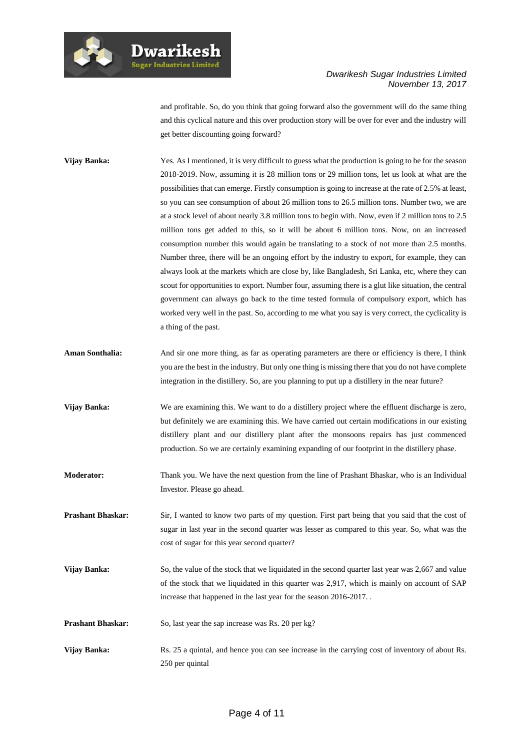and profitable. So, do you think that going forward also the government will do the same thing and this cyclical nature and this over production story will be over for ever and the industry will get better discounting going forward?

**Vijay Banka:** Yes. As I mentioned, it is very difficult to guess what the production is going to be for the season 2018-2019. Now, assuming it is 28 million tons or 29 million tons, let us look at what are the possibilities that can emerge. Firstly consumption is going to increase at the rate of 2.5% at least, so you can see consumption of about 26 million tons to 26.5 million tons. Number two, we are at a stock level of about nearly 3.8 million tons to begin with. Now, even if 2 million tons to 2.5 million tons get added to this, so it will be about 6 million tons. Now, on an increased consumption number this would again be translating to a stock of not more than 2.5 months. Number three, there will be an ongoing effort by the industry to export, for example, they can always look at the markets which are close by, like Bangladesh, Sri Lanka, etc, where they can scout for opportunities to export. Number four, assuming there is a glut like situation, the central government can always go back to the time tested formula of compulsory export, which has worked very well in the past. So, according to me what you say is very correct, the cyclicality is a thing of the past.

**Aman Sonthalia:** And sir one more thing, as far as operating parameters are there or efficiency is there, I think you are the best in the industry. But only one thing is missing there that you do not have complete integration in the distillery. So, are you planning to put up a distillery in the near future?

**Vijay Banka:** We are examining this. We want to do a distillery project where the effluent discharge is zero, but definitely we are examining this. We have carried out certain modifications in our existing distillery plant and our distillery plant after the monsoons repairs has just commenced production. So we are certainly examining expanding of our footprint in the distillery phase.

**Moderator:** Thank you. We have the next question from the line of Prashant Bhaskar, who is an Individual Investor. Please go ahead.

**Prashant Bhaskar:** Sir, I wanted to know two parts of my question. First part being that you said that the cost of sugar in last year in the second quarter was lesser as compared to this year. So, what was the cost of sugar for this year second quarter?

**Vijay Banka:** So, the value of the stock that we liquidated in the second quarter last year was 2,667 and value of the stock that we liquidated in this quarter was 2,917, which is mainly on account of SAP increase that happened in the last year for the season 2016-2017. .

**Prashant Bhaskar:** So, last year the sap increase was Rs. 20 per kg?

**Vijay Banka:** Rs. 25 a quintal, and hence you can see increase in the carrying cost of inventory of about Rs. 250 per quintal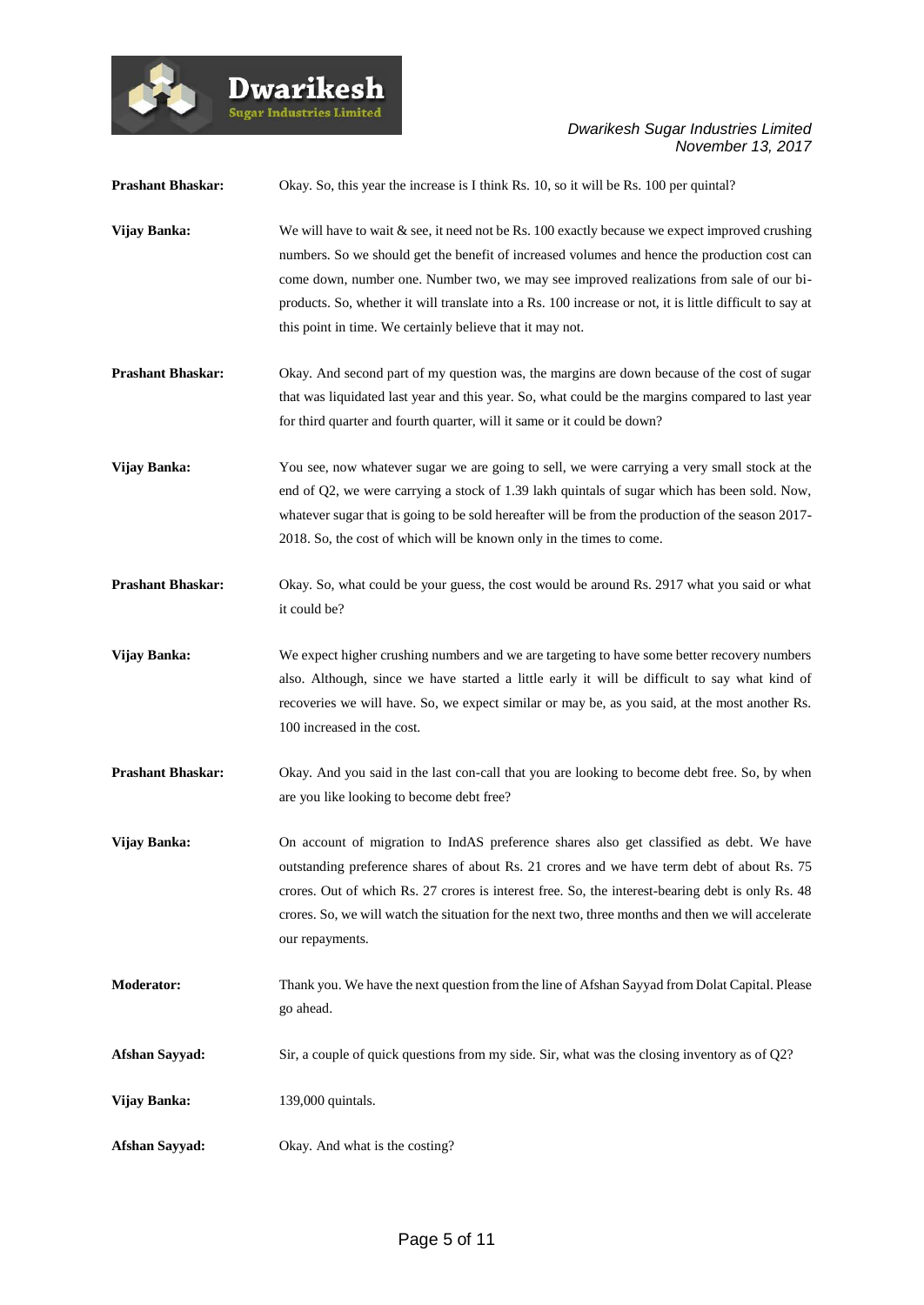**Prashant Bhaskar:** Okay. So, this year the increase is I think Rs. 10, so it will be Rs. 100 per quintal?

**Vijay Banka:** We will have to wait & see, it need not be Rs. 100 exactly because we expect improved crushing numbers. So we should get the benefit of increased volumes and hence the production cost can come down, number one. Number two, we may see improved realizations from sale of our bi-products. So, whether it will translate into a Rs. 100 increase or not, it is little difficult to say at this point in time. We certainly believe that it may not.

**Prashant Bhaskar:** Okay. And second part of my question was, the margins are down because of the cost of sugar that was liquidated last year and this year. So, what could be the margins compared to last year for third quarter and fourth quarter, will it same or it could be down?

**Vijay Banka:** You see, now whatever sugar we are going to sell, we were carrying a very small stock at the end of Q2, we were carrying a stock of 1.39 lakh quintals of sugar which has been sold. Now, whatever sugar that is going to be sold hereafter will be from the production of the season 2017-2018. So, the cost of which will be known only in the times to come.

**Prashant Bhaskar:** Okay. So, what could be your guess, the cost would be around Rs. 2917 what you said or what it could be?

**Vijay Banka:** We expect higher crushing numbers and we are targeting to have some better recovery numbers also. Although, since we have started a little early it will be difficult to say what kind of recoveries we will have. So, we expect similar or may be, as you said, at the most another Rs. 100 increased in the cost.

**Prashant Bhaskar:** Okay. And you said in the last con-call that you are looking to become debt free. So, by when are you like looking to become debt free?

**Vijay Banka:** On account of migration to IndAS preference shares also get classified as debt. We have outstanding preference shares of about Rs. 21 crores and we have term debt of about Rs. 75 crores. Out of which Rs. 27 crores is interest free. So, the interest-bearing debt is only Rs. 48 crores. So, we will watch the situation for the next two, three months and then we will accelerate our repayments.

**Moderator:** Thank you. We have the next question from the line of Afshan Sayyad from Dolat Capital. Please go ahead.

**Afshan Sayyad:** Sir, a couple of quick questions from my side. Sir, what was the closing inventory as of Q2?

**Vijay Banka:** 139,000 quintals.

**Afshan Sayyad:** Okay. And what is the costing?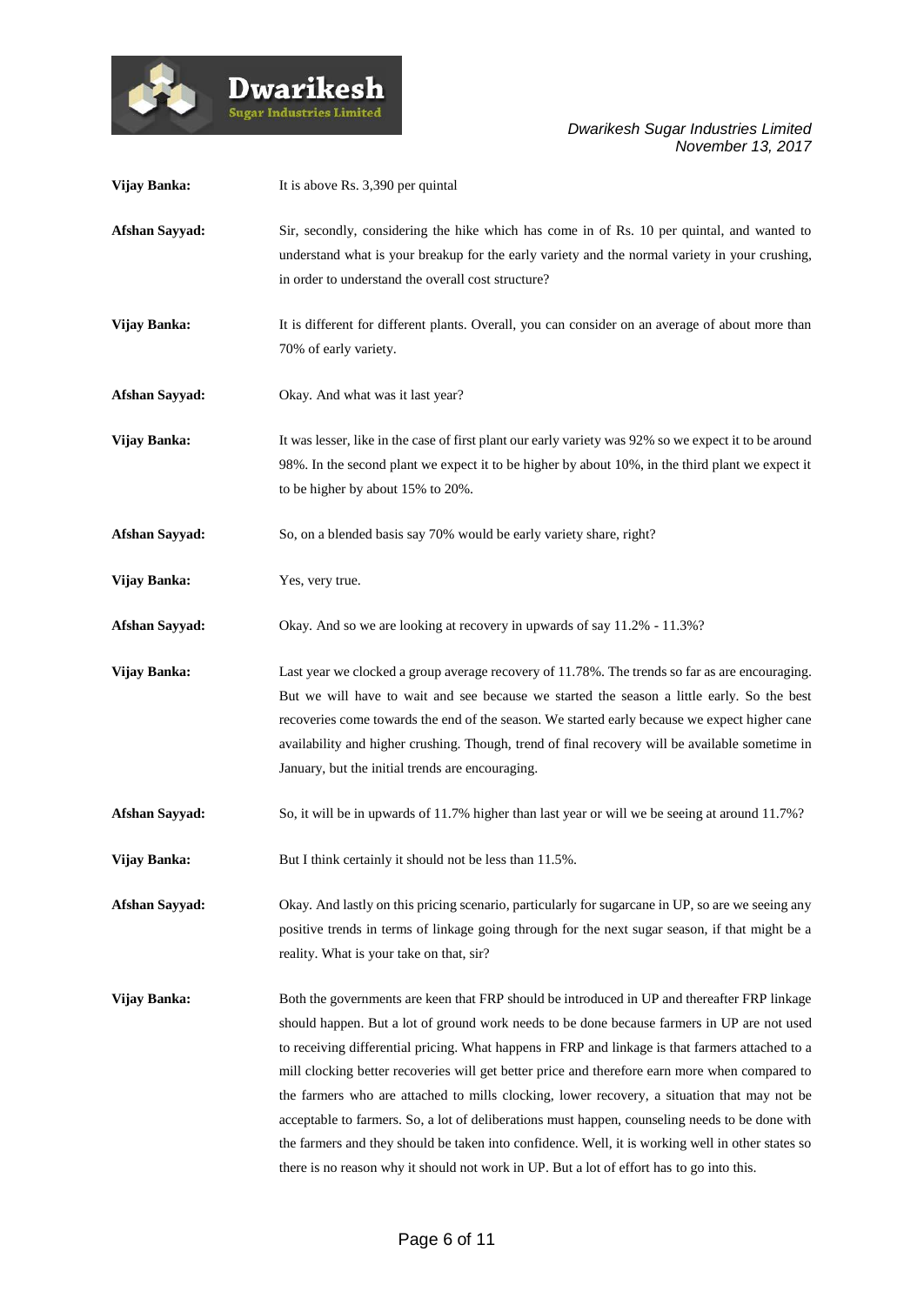**Vijay Banka:** It is above Rs. 3,390 per quintal

**Afshan Sayyad:** Sir, secondly, considering the hike which has come in of Rs. 10 per quintal, and wanted to understand what is your breakup for the early variety and the normal variety in your crushing, in order to understand the overall cost structure?

**Vijay Banka:** It is different for different plants. Overall, you can consider on an average of about more than 70% of early variety.

**Afshan Sayyad:** Okay. And what was it last year?

**Vijay Banka:** It was lesser, like in the case of first plant our early variety was 92% so we expect it to be around 98%. In the second plant we expect it to be higher by about 10%, in the third plant we expect it to be higher by about 15% to 20%.

**Afshan Sayyad:** So, on a blended basis say 70% would be early variety share, right?

**Vijay Banka:** Yes, very true.

**Afshan Sayyad:** Okay. And so we are looking at recovery in upwards of say 11.2% - 11.3%?

**Vijay Banka:** Last year we clocked a group average recovery of 11.78%. The trends so far as are encouraging. But we will have to wait and see because we started the season a little early. So the best recoveries come towards the end of the season. We started early because we expect higher cane availability and higher crushing. Though, trend of final recovery will be available sometime in January, but the initial trends are encouraging.

**Afshan Sayyad:** So, it will be in upwards of 11.7% higher than last year or will we be seeing at around 11.7%?

**Vijay Banka:** But I think certainly it should not be less than 11.5%.

**Afshan Sayyad:** Okay. And lastly on this pricing scenario, particularly for sugarcane in UP, so are we seeing any positive trends in terms of linkage going through for the next sugar season, if that might be a reality. What is your take on that, sir?

**Vijay Banka:** Both the governments are keen that FRP should be introduced in UP and thereafter FRP linkage should happen. But a lot of ground work needs to be done because farmers in UP are not used to receiving differential pricing. What happens in FRP and linkage is that farmers attached to a mill clocking better recoveries will get better price and therefore earn more when compared to the farmers who are attached to mills clocking, lower recovery, a situation that may not be acceptable to farmers. So, a lot of deliberations must happen, counseling needs to be done with the farmers and they should be taken into confidence. Well, it is working well in other states so there is no reason why it should not work in UP. But a lot of effort has to go into this.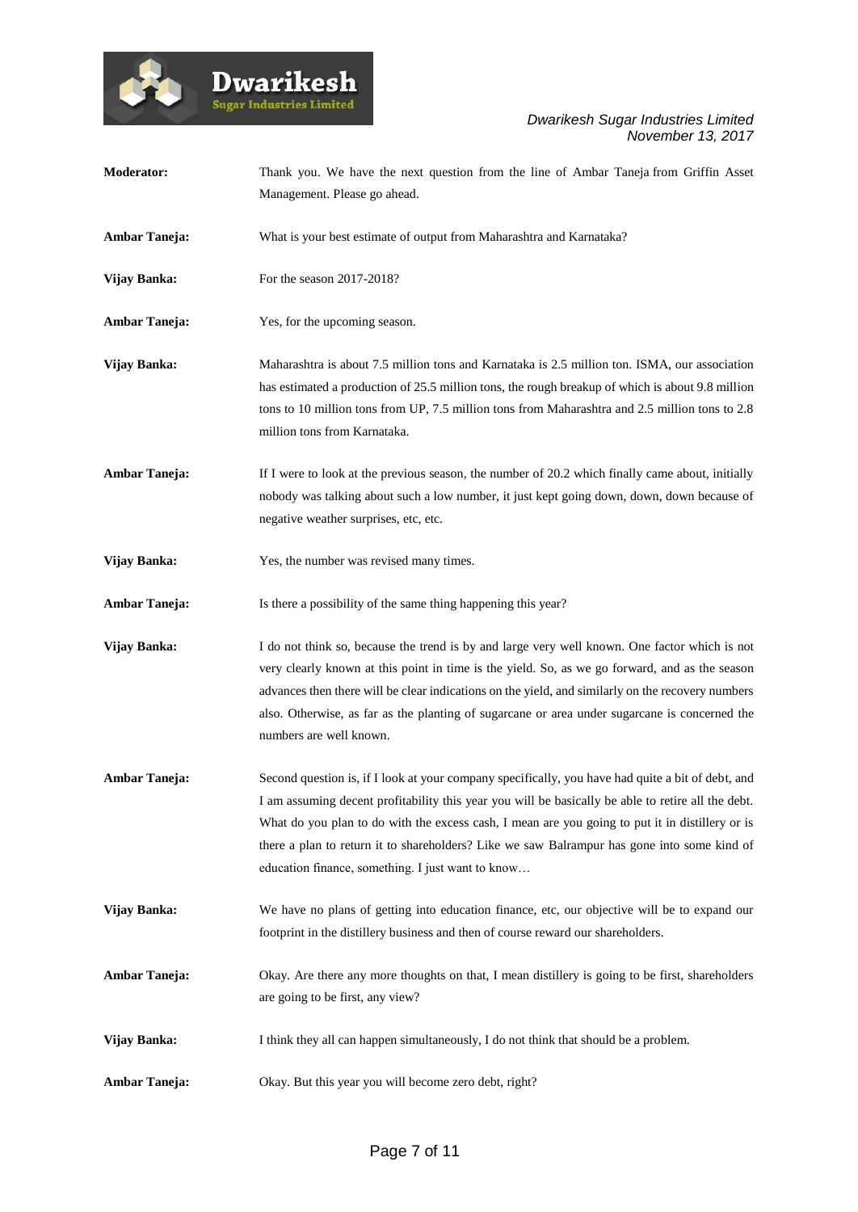**Moderator:** Thank you. We have the next question from the line of Ambar Taneja from Griffin Asset Management. Please go ahead.

**Ambar Taneja:** What is your best estimate of output from Maharashtra and Karnataka?

**Vijay Banka:** For the season 2017-2018?

**Ambar Taneja:** Yes, for the upcoming season.

**Vijay Banka:** Maharashtra is about 7.5 million tons and Karnataka is 2.5 million ton. ISMA, our association has estimated a production of 25.5 million tons, the rough breakup of which is about 9.8 million tons to 10 million tons from UP, 7.5 million tons from Maharashtra and 2.5 million tons to 2.8 million tons from Karnataka.

**Ambar Taneja:** If I were to look at the previous season, the number of 20.2 which finally came about, initially nobody was talking about such a low number, it just kept going down, down, down because of negative weather surprises, etc, etc.

**Vijay Banka:** Yes, the number was revised many times.

**Ambar Taneja:** Is there a possibility of the same thing happening this year?

**Vijay Banka:** I do not think so, because the trend is by and large very well known. One factor which is not very clearly known at this point in time is the yield. So, as we go forward, and as the season advances then there will be clear indications on the yield, and similarly on the recovery numbers also. Otherwise, as far as the planting of sugarcane or area under sugarcane is concerned the numbers are well known.

**Ambar Taneja:** Second question is, if I look at your company specifically, you have had quite a bit of debt, and I am assuming decent profitability this year you will be basically be able to retire all the debt. What do you plan to do with the excess cash, I mean are you going to put it in distillery or is there a plan to return it to shareholders? Like we saw Balrampur has gone into some kind of education finance, something. I just want to know…

**Vijay Banka:** We have no plans of getting into education finance, etc, our objective will be to expand our footprint in the distillery business and then of course reward our shareholders.

**Ambar Taneja:** Okay. Are there any more thoughts on that, I mean distillery is going to be first, shareholders are going to be first, any view?

**Vijay Banka:** I think they all can happen simultaneously, I do not think that should be a problem.

**Ambar Taneja:** Okay. But this year you will become zero debt, right?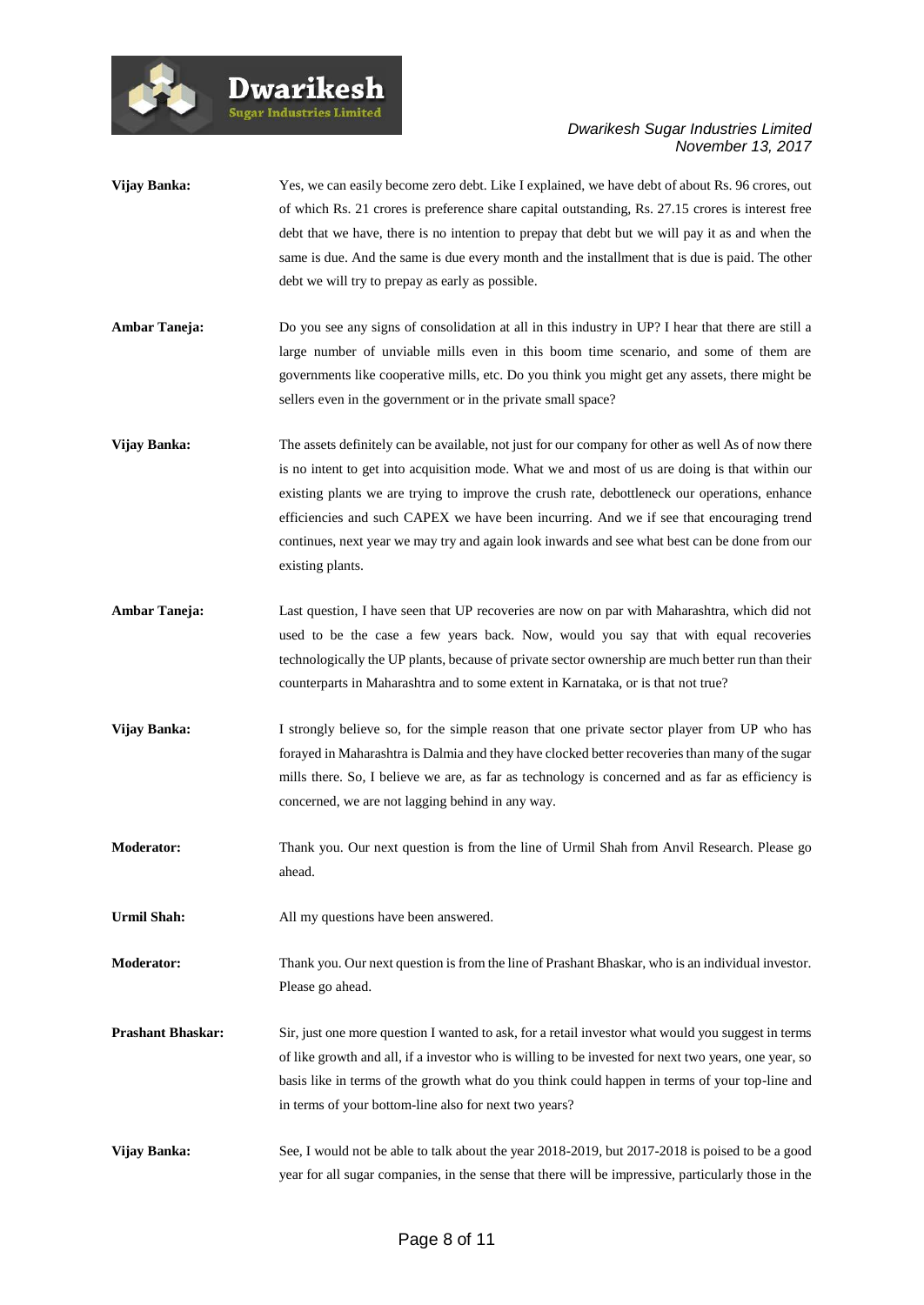**Vijay Banka:** Yes, we can easily become zero debt. Like I explained, we have debt of about Rs. 96 crores, out of which Rs. 21 crores is preference share capital outstanding, Rs. 27.15 crores is interest free debt that we have, there is no intention to prepay that debt but we will pay it as and when the same is due. And the same is due every month and the installment that is due is paid. The other debt we will try to prepay as early as possible.

**Ambar Taneja:** Do you see any signs of consolidation at all in this industry in UP? I hear that there are still a large number of unviable mills even in this boom time scenario, and some of them are governments like cooperative mills, etc. Do you think you might get any assets, there might be sellers even in the government or in the private small space?

**Vijay Banka:** The assets definitely can be available, not just for our company for other as well As of now there is no intent to get into acquisition mode. What we and most of us are doing is that within our existing plants we are trying to improve the crush rate, debottleneck our operations, enhance efficiencies and such CAPEX we have been incurring. And we if see that encouraging trend continues, next year we may try and again look inwards and see what best can be done from our existing plants.

**Ambar Taneja:** Last question, I have seen that UP recoveries are now on par with Maharashtra, which did not used to be the case a few years back. Now, would you say that with equal recoveries technologically the UP plants, because of private sector ownership are much better run than their counterparts in Maharashtra and to some extent in Karnataka, or is that not true?

**Vijay Banka:** I strongly believe so, for the simple reason that one private sector player from UP who has forayed in Maharashtra is Dalmia and they have clocked better recoveries than many of the sugar mills there. So, I believe we are, as far as technology is concerned and as far as efficiency is concerned, we are not lagging behind in any way.

**Moderator:** Thank you. Our next question is from the line of Urmil Shah from Anvil Research. Please go ahead.

**Urmil Shah:** All my questions have been answered.

**Moderator:** Thank you. Our next question is from the line of Prashant Bhaskar, who is an individual investor. Please go ahead.

**Prashant Bhaskar:** Sir, just one more question I wanted to ask, for a retail investor what would you suggest in terms of like growth and all, if a investor who is willing to be invested for next two years, one year, so basis like in terms of the growth what do you think could happen in terms of your top-line and in terms of your bottom-line also for next two years?

**Vijay Banka:** See, I would not be able to talk about the year 2018-2019, but 2017-2018 is poised to be a good year for all sugar companies, in the sense that there will be impressive, particularly those in the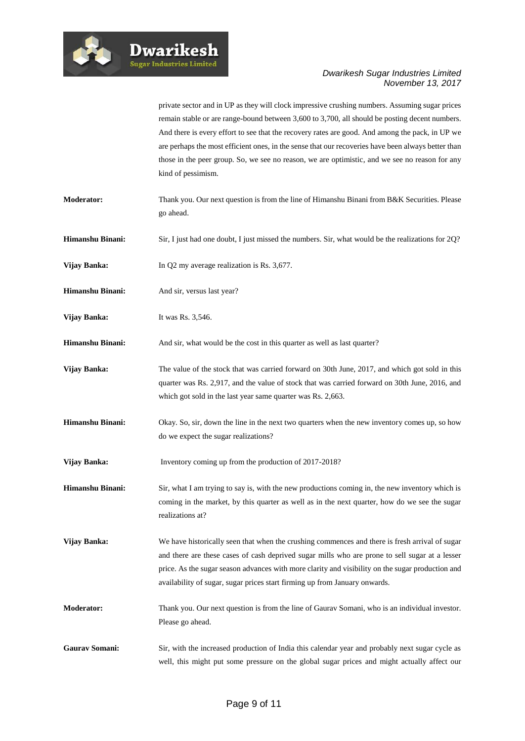private sector and in UP as they will clock impressive crushing numbers. Assuming sugar prices remain stable or are range-bound between 3,600 to 3,700, all should be posting decent numbers. And there is every effort to see that the recovery rates are good. And among the pack, in UP we are perhaps the most efficient ones, in the sense that our recoveries have been always better than those in the peer group. So, we see no reason, we are optimistic, and we see no reason for any kind of pessimism.

**Moderator:** Thank you. Our next question is from the line of Himanshu Binani from B&K Securities. Please go ahead.

**Himanshu Binani:** Sir, I just had one doubt, I just missed the numbers. Sir, what would be the realizations for 2Q?

**Vijay Banka:** In Q2 my average realization is Rs. 3,677.

**Himanshu Binani:** And sir, versus last year?

**Vijay Banka:** It was Rs. 3,546.

**Himanshu Binani:** And sir, what would be the cost in this quarter as well as last quarter?

**Vijay Banka:** The value of the stock that was carried forward on 30th June, 2017, and which got sold in this quarter was Rs. 2,917, and the value of stock that was carried forward on 30th June, 2016, and which got sold in the last year same quarter was Rs. 2,663.

**Himanshu Binani:** Okay. So, sir, down the line in the next two quarters when the new inventory comes up, so how do we expect the sugar realizations?

**Vijay Banka:** Inventory coming up from the production of 2017-2018?

**Himanshu Binani:** Sir, what I am trying to say is, with the new productions coming in, the new inventory which is coming in the market, by this quarter as well as in the next quarter, how do we see the sugar realizations at?

**Vijay Banka:** We have historically seen that when the crushing commences and there is fresh arrival of sugar and there are these cases of cash deprived sugar mills who are prone to sell sugar at a lesser price. As the sugar season advances with more clarity and visibility on the sugar production and availability of sugar, sugar prices start firming up from January onwards.

**Moderator:** Thank you. Our next question is from the line of Gaurav Somani, who is an individual investor. Please go ahead.

**Gaurav Somani:** Sir, with the increased production of India this calendar year and probably next sugar cycle as well, this might put some pressure on the global sugar prices and might actually affect our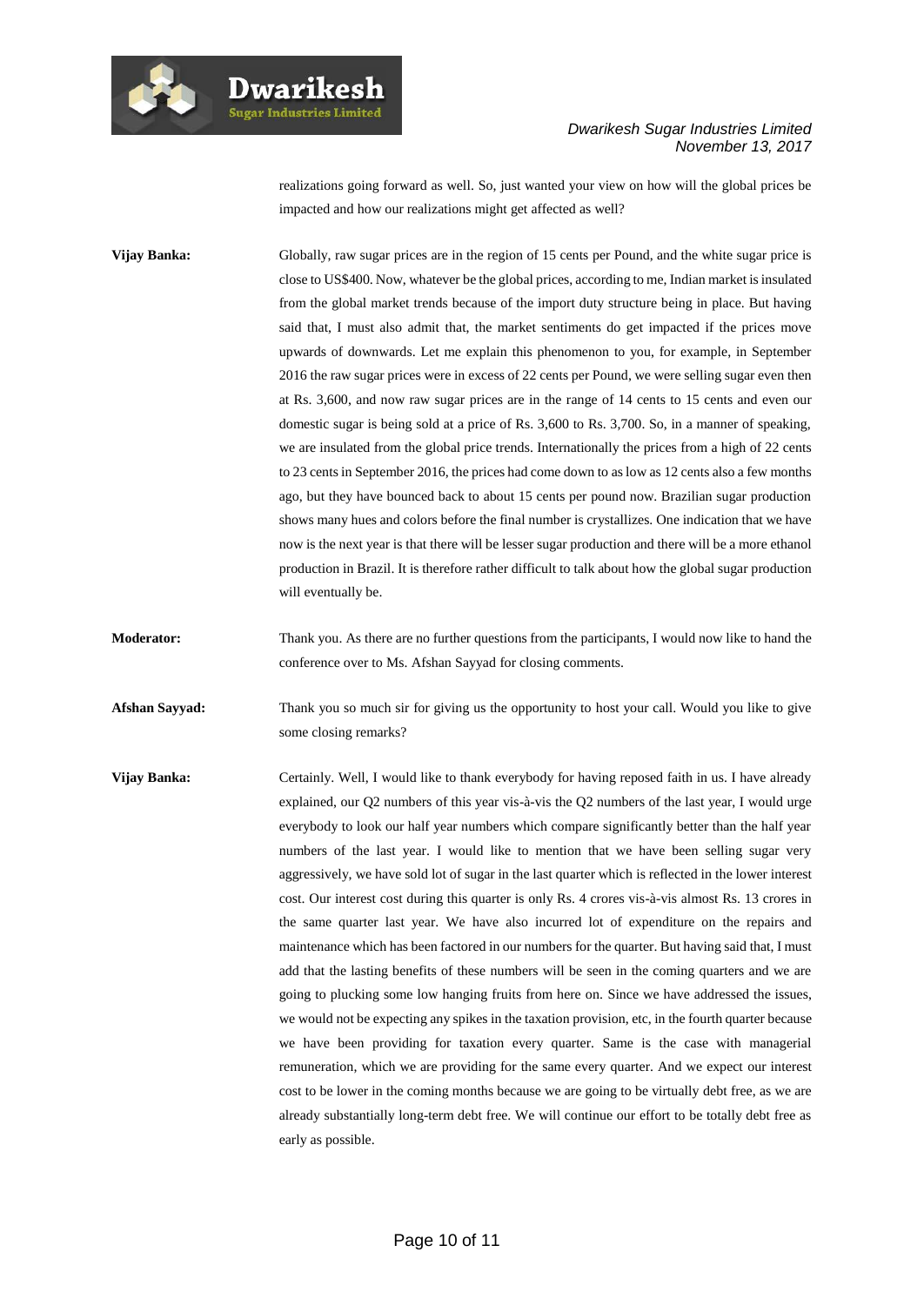realizations going forward as well. So, just wanted your view on how will the global prices be impacted and how our realizations might get affected as well?

**Vijay Banka:** Globally, raw sugar prices are in the region of 15 cents per Pound, and the white sugar price is close to US$400. Now, whatever be the global prices, according to me, Indian market is insulated from the global market trends because of the import duty structure being in place. But having said that, I must also admit that, the market sentiments do get impacted if the prices move upwards of downwards. Let me explain this phenomenon to you, for example, in September 2016 the raw sugar prices were in excess of 22 cents per Pound, we were selling sugar even then at Rs. 3,600, and now raw sugar prices are in the range of 14 cents to 15 cents and even our domestic sugar is being sold at a price of Rs. 3,600 to Rs. 3,700. So, in a manner of speaking, we are insulated from the global price trends. Internationally the prices from a high of 22 cents to 23 cents in September 2016, the prices had come down to as low as 12 cents also a few months ago, but they have bounced back to about 15 cents per pound now. Brazilian sugar production shows many hues and colors before the final number is crystallizes. One indication that we have now is the next year is that there will be lesser sugar production and there will be a more ethanol production in Brazil. It is therefore rather difficult to talk about how the global sugar production will eventually be.

**Moderator:** Thank you. As there are no further questions from the participants, I would now like to hand the conference over to Ms. Afshan Sayyad for closing comments.

**Afshan Sayyad:** Thank you so much sir for giving us the opportunity to host your call. Would you like to give some closing remarks?

**Vijay Banka:** Certainly. Well, I would like to thank everybody for having reposed faith in us. I have already explained, our Q2 numbers of this year vis-à-vis the Q2 numbers of the last year, I would urge everybody to look our half year numbers which compare significantly better than the half year numbers of the last year. I would like to mention that we have been selling sugar very aggressively, we have sold lot of sugar in the last quarter which is reflected in the lower interest cost. Our interest cost during this quarter is only Rs. 4 crores vis-à-vis almost Rs. 13 crores in the same quarter last year. We have also incurred lot of expenditure on the repairs and maintenance which has been factored in our numbers for the quarter. But having said that, I must add that the lasting benefits of these numbers will be seen in the coming quarters and we are going to plucking some low hanging fruits from here on. Since we have addressed the issues, we would not be expecting any spikes in the taxation provision, etc, in the fourth quarter because we have been providing for taxation every quarter. Same is the case with managerial remuneration, which we are providing for the same every quarter. And we expect our interest cost to be lower in the coming months because we are going to be virtually debt free, as we are already substantially long-term debt free. We will continue our effort to be totally debt free as early as possible.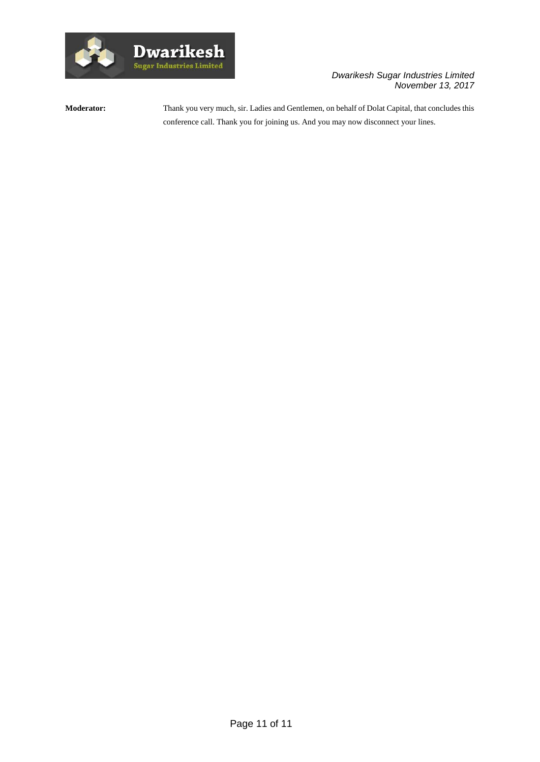**Moderator:** Thank you very much, sir. Ladies and Gentlemen, on behalf of Dolat Capital, that concludes this conference call. Thank you for joining us. And you may now disconnect your lines.